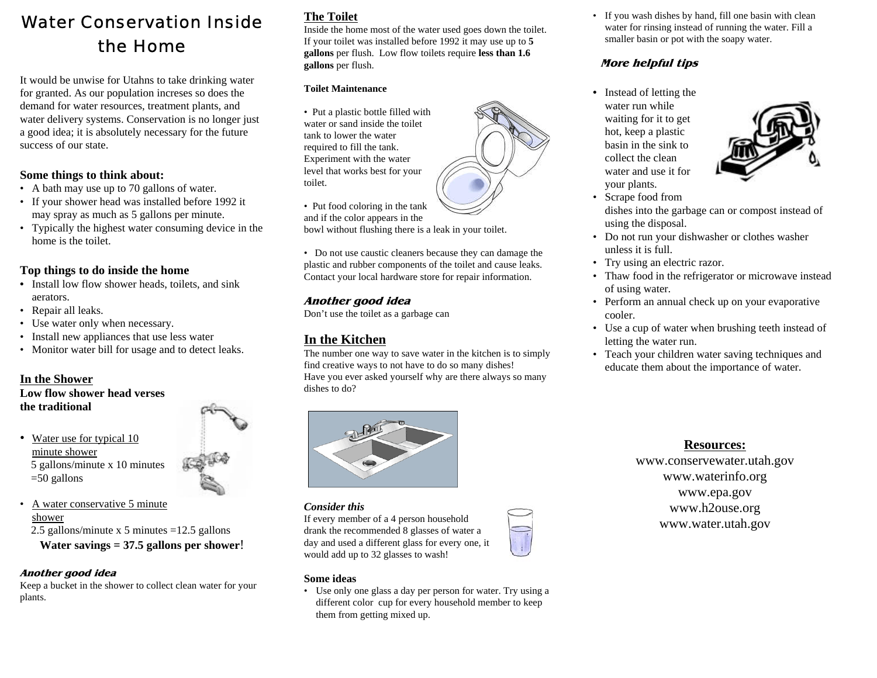# Water Conservation Inside the Home

It would be unwise for Utahns to take drinking water for granted. As our population increses so does the demand for water resources, treatment plants, and water delivery systems. Conservation is no longer just a good idea; it is absolutely necessary for the future success of our state.

### Some things to think about:

- A bath may use up to 70 gallons of water.
- If your shower head was installed before 1992 it may spray as much as 5 gallons per minute.
- Typically the highest water consuming device in the home is the toilet.

### Top things to do inside the home

- Install low flow shower heads, toilets, and sink aerators.
- Repair all leaks.
- Use water only when necessary.
- Install new appliances that use less water
- Monitor water bill for usage and to detect leaks.

## In the Shower

**Low flow shower head verses the traditional**

- Water use for typical 10 minute shower
  5 gallons/minute x 10 minutes =50 gallons
- A water conservative 5 minute shower
  2.5 gallons/minute x 5 minutes =12.5 gallons

**Water savings = 37.5 gallons per shower!**

***Another good idea***

Keep a bucket in the shower to collect clean water for your plants.

## The Toilet

Inside the home most of the water used goes down the toilet. If your toilet was installed before 1992 it may use up to **5 gallons** per flush. Low flow toilets require **less than 1.6 gallons** per flush.

**Toilet Maintenance**

- Put a plastic bottle filled with water or sand inside the toilet tank to lower the water required to fill the tank. Experiment with the water level that works best for your toilet.
- Put food coloring in the tank and if the color appears in the bowl without flushing there is a leak in your toilet.
- Do not use caustic cleaners because they can damage the plastic and rubber components of the toilet and cause leaks. Contact your local hardware store for repair information.

***Another good idea***

Don't use the toilet as a garbage can

## In the Kitchen

The number one way to save water in the kitchen is to simply find creative ways to not have to do so many dishes! Have you ever asked yourself why are there always so many dishes to do?

***Consider this***

If every member of a 4 person household drank the recommended 8 glasses of water a day and used a different glass for every one, it would add up to 32 glasses to wash!

**Some ideas**

- Use only one glass a day per person for water. Try using a different color cup for every household member to keep them from getting mixed up.
- If you wash dishes by hand, fill one basin with clean water for rinsing instead of running the water. Fill a smaller basin or pot with the soapy water.

***More helpful tips***

- Instead of letting the water run while waiting for it to get hot, keep a plastic basin in the sink to collect the clean water and use it for your plants.
- Scrape food from dishes into the garbage can or compost instead of using the disposal.
- Do not run your dishwasher or clothes washer unless it is full.
- Try using an electric razor.
- Thaw food in the refrigerator or microwave instead of using water.
- Perform an annual check up on your evaporative cooler.
- Use a cup of water when brushing teeth instead of letting the water run.
- Teach your children water saving techniques and educate them about the importance of water.

## Resources:

www.conservewater.utah.gov
www.waterinfo.org
www.epa.gov
www.h2ouse.org
www.water.utah.gov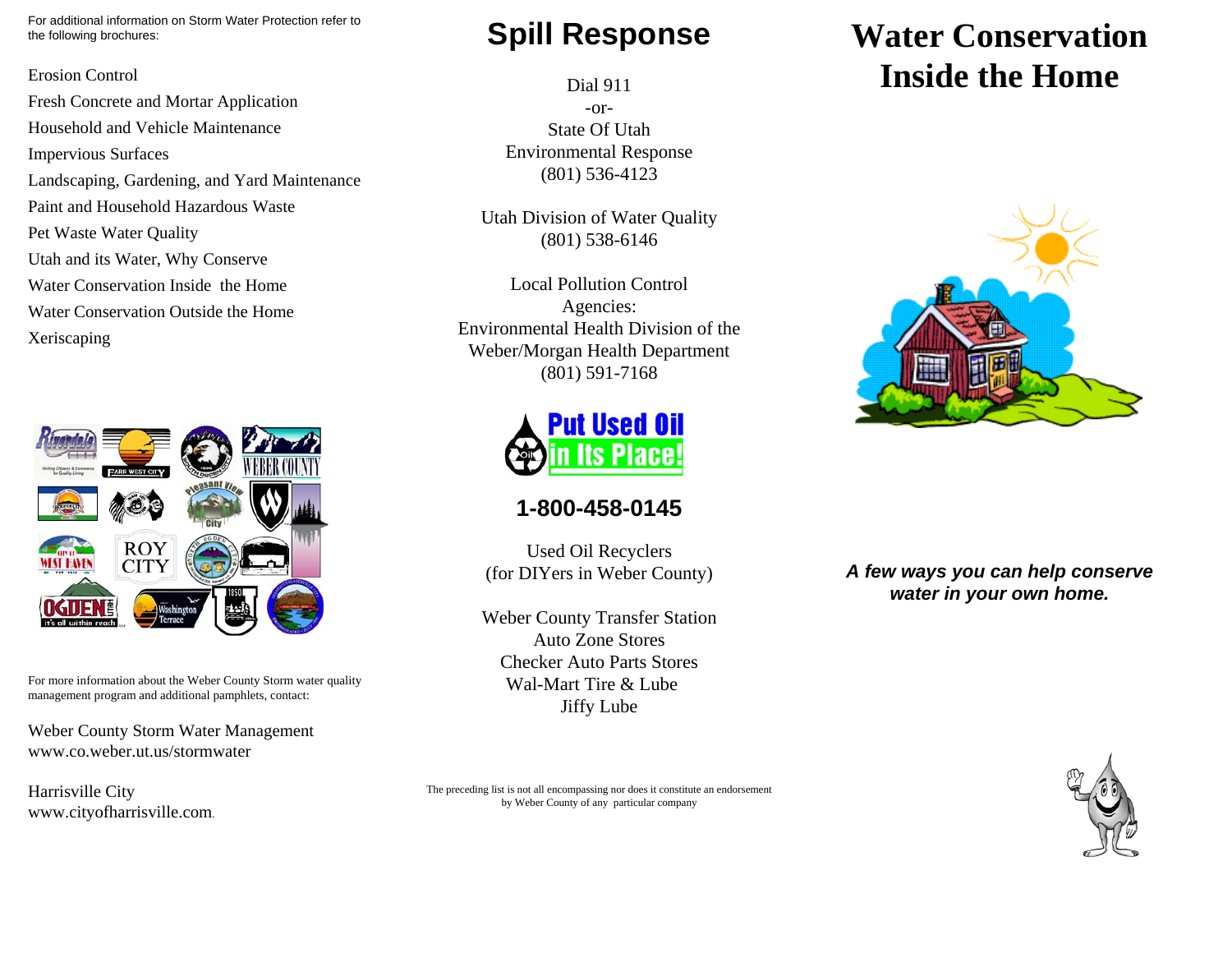For additional information on Storm Water Protection refer to the following brochures:

- Erosion Control
- Fresh Concrete and Mortar Application
- Household and Vehicle Maintenance
- Impervious Surfaces
- Landscaping, Gardening, and Yard Maintenance
- Paint and Household Hazardous Waste
- Pet Waste Water Quality
- Utah and its Water, Why Conserve
- Water Conservation Inside the Home
- Water Conservation Outside the Home
- Xeriscaping

For more information about the Weber County Storm water quality management program and additional pamphlets, contact:

Weber County Storm Water Management
www.co.weber.ut.us/stormwater

Harrisville City
www.cityofharrisville.com.

## Spill Response

Dial 911
-or-
State Of Utah
Environmental Response
(801) 536-4123

Utah Division of Water Quality
(801) 538-6146

Local Pollution Control
Agencies:
Environmental Health Division of the
Weber/Morgan Health Department
(801) 591-7168

Put Used Oil in Its Place!

**1-800-458-0145**

Used Oil Recyclers
(for DIYers in Weber County)

Weber County Transfer Station
Auto Zone Stores
Checker Auto Parts Stores
Wal-Mart Tire & Lube
Jiffy Lube

The preceding list is not all encompassing nor does it constitute an endorsement by Weber County of any particular company

# Water Conservation Inside the Home

***A few ways you can help conserve water in your own home.***